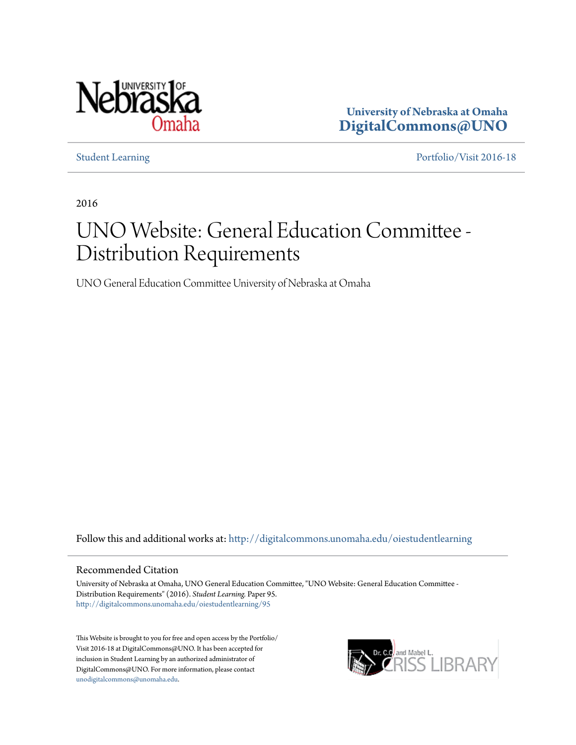University of Nebraska at Omaha
**DigitalCommons@UNO**

Student Learning

Portfolio/Visit 2016-18

2016

# UNO Website: General Education Committee - Distribution Requirements

UNO General Education Committee University of Nebraska at Omaha

Follow this and additional works at: http://digitalcommons.unomaha.edu/oiestudentlearning

## Recommended Citation

University of Nebraska at Omaha, UNO General Education Committee, "UNO Website: General Education Committee - Distribution Requirements" (2016). *Student Learning.* Paper 95.
http://digitalcommons.unomaha.edu/oiestudentlearning/95

This Website is brought to you for free and open access by the Portfolio/Visit 2016-18 at DigitalCommons@UNO. It has been accepted for inclusion in Student Learning by an authorized administrator of DigitalCommons@UNO. For more information, please contact unodigitalcommons@unomaha.edu.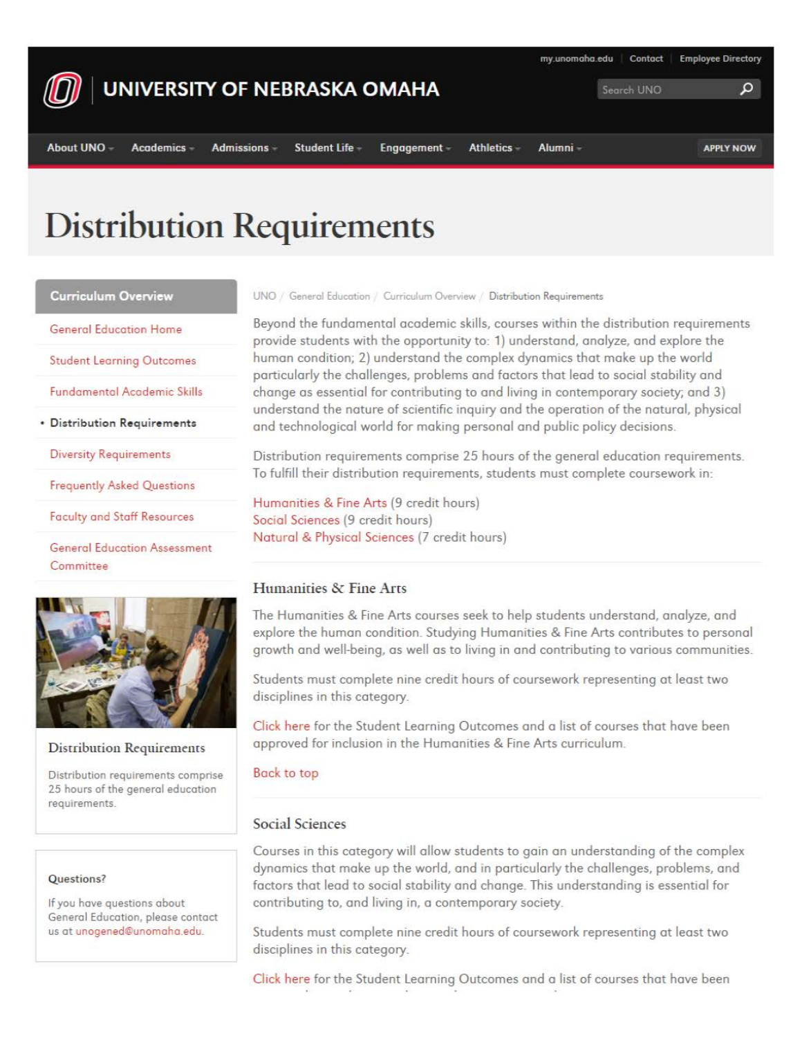my.unomaha.edu | Contact | Employee Directory

# UNIVERSITY OF NEBRASKA OMAHA

Search UNO

About UNO | Academics | Admissions | Student Life | Engagement | Athletics | Alumni | APPLY NOW

# Distribution Requirements

**Curriculum Overview**

- General Education Home
- Student Learning Outcomes
- Fundamental Academic Skills
- **Distribution Requirements**
- Diversity Requirements
- Frequently Asked Questions
- Faculty and Staff Resources
- General Education Assessment Committee

**Distribution Requirements**

Distribution requirements comprise 25 hours of the general education requirements.

**Questions?**

If you have questions about General Education, please contact us at unogened@unomaha.edu.

UNO / General Education / Curriculum Overview / Distribution Requirements

Beyond the fundamental academic skills, courses within the distribution requirements provide students with the opportunity to: 1) understand, analyze, and explore the human condition; 2) understand the complex dynamics that make up the world particularly the challenges, problems and factors that lead to social stability and change as essential for contributing to and living in contemporary society; and 3) understand the nature of scientific inquiry and the operation of the natural, physical and technological world for making personal and public policy decisions.

Distribution requirements comprise 25 hours of the general education requirements. To fulfill their distribution requirements, students must complete coursework in:

Humanities & Fine Arts (9 credit hours)
Social Sciences (9 credit hours)
Natural & Physical Sciences (7 credit hours)

## Humanities & Fine Arts

The Humanities & Fine Arts courses seek to help students understand, analyze, and explore the human condition. Studying Humanities & Fine Arts contributes to personal growth and well-being, as well as to living in and contributing to various communities.

Students must complete nine credit hours of coursework representing at least two disciplines in this category.

Click here for the Student Learning Outcomes and a list of courses that have been approved for inclusion in the Humanities & Fine Arts curriculum.

Back to top

## Social Sciences

Courses in this category will allow students to gain an understanding of the complex dynamics that make up the world, and in particularly the challenges, problems, and factors that lead to social stability and change. This understanding is essential for contributing to, and living in, a contemporary society.

Students must complete nine credit hours of coursework representing at least two disciplines in this category.

Click here for the Student Learning Outcomes and a list of courses that have been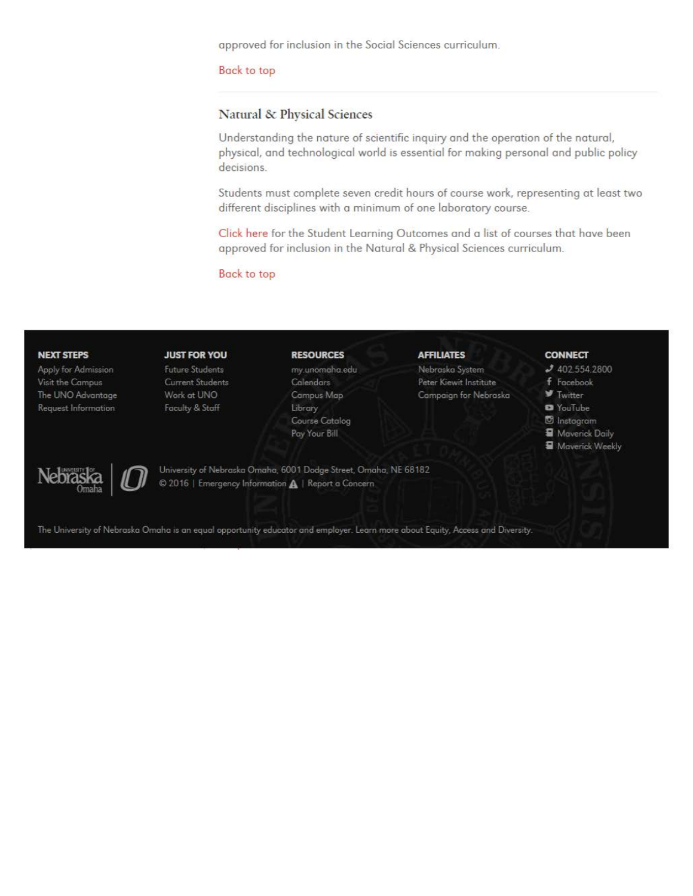approved for inclusion in the Social Sciences curriculum.

Back to top

### Natural & Physical Sciences

Understanding the nature of scientific inquiry and the operation of the natural, physical, and technological world is essential for making personal and public policy decisions.

Students must complete seven credit hours of course work, representing at least two different disciplines with a minimum of one laboratory course.

Click here for the Student Learning Outcomes and a list of courses that have been approved for inclusion in the Natural & Physical Sciences curriculum.

Back to top

**NEXT STEPS**
- Apply for Admission
- Visit the Campus
- The UNO Advantage
- Request Information

**JUST FOR YOU**
- Future Students
- Current Students
- Work at UNO
- Faculty & Staff

**RESOURCES**
- my.unomaha.edu
- Calendars
- Campus Map
- Library
- Course Catalog
- Pay Your Bill

**AFFILIATES**
- Nebraska System
- Peter Kiewit Institute
- Campaign for Nebraska

**CONNECT**
- 402.554.2800
- Facebook
- Twitter
- YouTube
- Instagram
- Maverick Daily
- Maverick Weekly

University of Nebraska Omaha, 6001 Dodge Street, Omaha, NE 68182
© 2016 | Emergency Information | Report a Concern

The University of Nebraska Omaha is an equal opportunity educator and employer. Learn more about Equity, Access and Diversity.